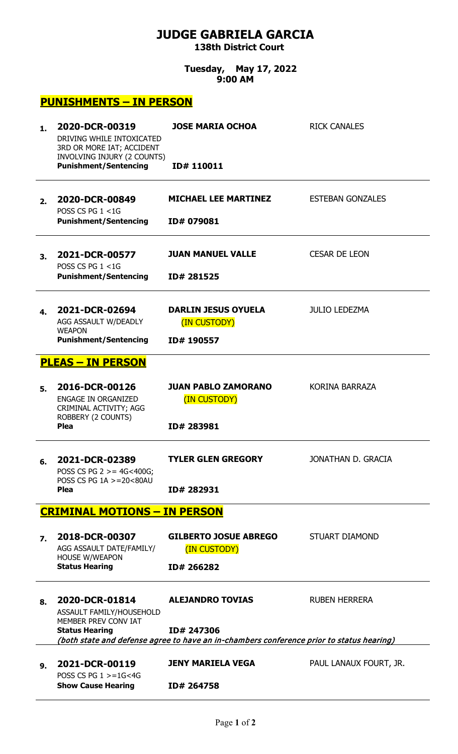# JUDGE GABRIELA GARCIA

**138th District Court**

**Tuesday, May 17, 2022**
**9:00 AM**

## PUNISHMENTS – IN PERSON

| # | Case | Defendant | Attorney |
|---|---|---|---|
| 1. | **2020-DCR-00319**<br>DRIVING WHILE INTOXICATED 3RD OR MORE IAT; ACCIDENT INVOLVING INJURY (2 COUNTS)<br>**Punishment/Sentencing** | **JOSE MARIA OCHOA**<br>**ID# 110011** | RICK CANALES |
| 2. | **2020-DCR-00849**<br>POSS CS PG 1 <1G<br>**Punishment/Sentencing** | **MICHAEL LEE MARTINEZ**<br>**ID# 079081** | ESTEBAN GONZALES |
| 3. | **2021-DCR-00577**<br>POSS CS PG 1 <1G<br>**Punishment/Sentencing** | **JUAN MANUEL VALLE**<br>**ID# 281525** | CESAR DE LEON |
| 4. | **2021-DCR-02694**<br>AGG ASSAULT W/DEADLY WEAPON<br>**Punishment/Sentencing** | **DARLIN JESUS OYUELA**<br>(IN CUSTODY)<br>**ID# 190557** | JULIO LEDEZMA |

## PLEAS – IN PERSON

| # | Case | Defendant | Attorney |
|---|---|---|---|
| 5. | **2016-DCR-00126**<br>ENGAGE IN ORGANIZED CRIMINAL ACTIVITY; AGG ROBBERY (2 COUNTS)<br>**Plea** | **JUAN PABLO ZAMORANO**<br>(IN CUSTODY)<br>**ID# 283981** | KORINA BARRAZA |
| 6. | **2021-DCR-02389**<br>POSS CS PG 2 >= 4G<400G; POSS CS PG 1A >=20<80AU<br>**Plea** | **TYLER GLEN GREGORY**<br>**ID# 282931** | JONATHAN D. GRACIA |

## CRIMINAL MOTIONS – IN PERSON

| # | Case | Defendant | Attorney |
|---|---|---|---|
| 7. | **2018-DCR-00307**<br>AGG ASSAULT DATE/FAMILY/ HOUSE W/WEAPON<br>**Status Hearing** | **GILBERTO JOSUE ABREGO**<br>(IN CUSTODY)<br>**ID# 266282** | STUART DIAMOND |
| 8. | **2020-DCR-01814**<br>ASSAULT FAMILY/HOUSEHOLD MEMBER PREV CONV IAT<br>**Status Hearing** | **ALEJANDRO TOVIAS**<br>**ID# 247306** | RUBEN HERRERA |

*(both state and defense agree to have an in-chambers conference prior to status hearing)*

| # | Case | Defendant | Attorney |
|---|---|---|---|
| 9. | **2021-DCR-00119**<br>POSS CS PG 1 >=1G<4G<br>**Show Cause Hearing** | **JENY MARIELA VEGA**<br>**ID# 264758** | PAUL LANAUX FOURT, JR. |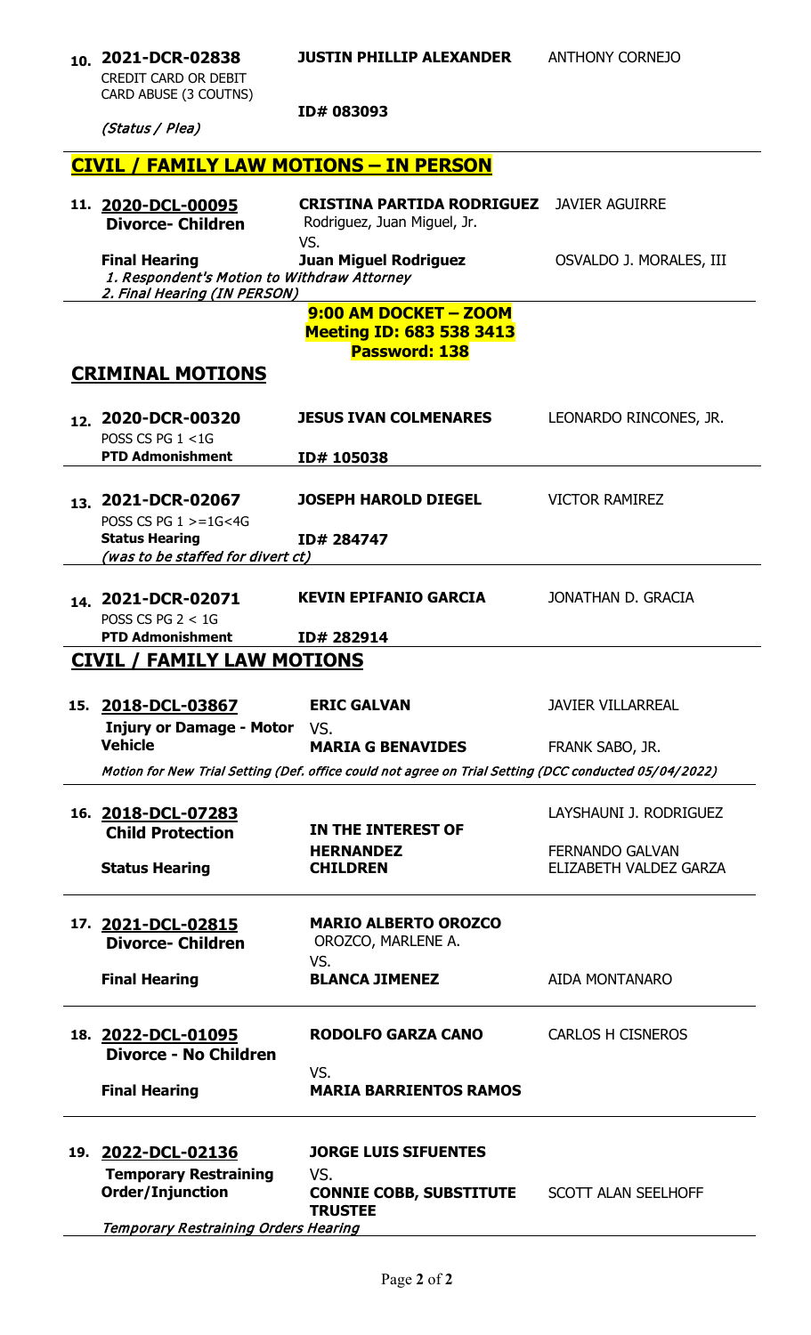**10. 2021-DCR-02838** — **JUSTIN PHILLIP ALEXANDER** — ANTHONY CORNEJO

CREDIT CARD OR DEBIT CARD ABUSE (3 COUTNS)

**ID# 083093**

*(Status / Plea)*

## CIVIL / FAMILY LAW MOTIONS – IN PERSON

**11. 2020-DCL-00095** — **CRISTINA PARTIDA RODRIGUEZ** — JAVIER AGUIRRE

**Divorce- Children**

Rodriguez, Juan Miguel, Jr.

VS.

**Final Hearing** — **Juan Miguel Rodriguez** — OSVALDO J. MORALES, III

*1. Respondent's Motion to Withdraw Attorney*

*2. Final Hearing (IN PERSON)*

**9:00 AM DOCKET – ZOOM**
**Meeting ID: 683 538 3413**
**Password: 138**

## CRIMINAL MOTIONS

**12. 2020-DCR-00320** — **JESUS IVAN COLMENARES** — LEONARDO RINCONES, JR.

POSS CS PG 1 <1G

**PTD Admonishment** — **ID# 105038**

**13. 2021-DCR-02067** — **JOSEPH HAROLD DIEGEL** — VICTOR RAMIREZ

POSS CS PG 1 >=1G<4G

**Status Hearing** — **ID# 284747**

*(was to be staffed for divert ct)*

**14. 2021-DCR-02071** — **KEVIN EPIFANIO GARCIA** — JONATHAN D. GRACIA

POSS CS PG 2 < 1G

**PTD Admonishment** — **ID# 282914**

## CIVIL / FAMILY LAW MOTIONS

**15. 2018-DCL-03867** — **ERIC GALVAN** — JAVIER VILLARREAL

**Injury or Damage - Motor Vehicle**

VS.

**MARIA G BENAVIDES** — FRANK SABO, JR.

*Motion for New Trial Setting (Def. office could not agree on Trial Setting (DCC conducted 05/04/2022)*

**16. 2018-DCL-07283** — LAYSHAUNI J. RODRIGUEZ

**Child Protection** — **IN THE INTEREST OF HERNANDEZ CHILDREN** — FERNANDO GALVAN

**Status Hearing** — ELIZABETH VALDEZ GARZA

**17. 2021-DCL-02815** — **MARIO ALBERTO OROZCO**

**Divorce- Children**

OROZCO, MARLENE A.

VS.

**Final Hearing** — **BLANCA JIMENEZ** — AIDA MONTANARO

**18. 2022-DCL-01095** — **RODOLFO GARZA CANO** — CARLOS H CISNEROS

**Divorce - No Children**

VS.

**Final Hearing** — **MARIA BARRIENTOS RAMOS**

**19. 2022-DCL-02136** — **JORGE LUIS SIFUENTES**

**Temporary Restraining Order/Injunction**

VS.

**CONNIE COBB, SUBSTITUTE TRUSTEE** — SCOTT ALAN SEELHOFF

*Temporary Restraining Orders Hearing*